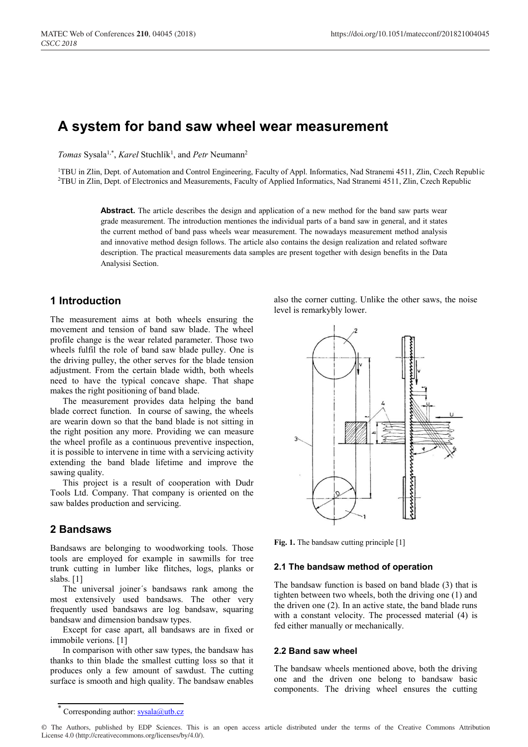# A system for band saw wheel wear measurement

*Tomas* Sysala[1,*], *Karel* Stuchlík[1], and *Petr* Neumann[2]

[1]TBU in Zlin, Dept. of Automation and Control Engineering, Faculty of Appl. Informatics, Nad Stranemi 4511, Zlin, Czech Republic
[2]TBU in Zlin, Dept. of Electronics and Measurements, Faculty of Applied Informatics, Nad Stranemi 4511, Zlin, Czech Republic

**Abstract.** The article describes the design and application of a new method for the band saw parts wear grade measurement. The introduction mentiones the individual parts of a band saw in general, and it states the current method of band pass wheels wear measurement. The nowadays measurement method analysis and innovative method design follows. The article also contains the design realization and related software description. The practical measurements data samples are present together with design benefits in the Data Analysisi Section.

## 1 Introduction

The measurement aims at both wheels ensuring the movement and tension of band saw blade. The wheel profile change is the wear related parameter. Those two wheels fulfil the role of band saw blade pulley. One is the driving pulley, the other serves for the blade tension adjustment. From the certain blade width, both wheels need to have the typical concave shape. That shape makes the right positioning of band blade.

The measurement provides data helping the band blade correct function. In course of sawing, the wheels are wearin down so that the band blade is not sitting in the right position any more. Providing we can measure the wheel profile as a continuous preventive inspection, it is possible to intervene in time with a servicing activity extending the band blade lifetime and improve the sawing quality.

This project is a result of cooperation with Dudr Tools Ltd. Company. That company is oriented on the saw baldes production and servicing.

## 2 Bandsaws

Bandsaws are belonging to woodworking tools. Those tools are employed for example in sawmills for tree trunk cutting in lumber like flitches, logs, planks or slabs. [1]

The universal joiner´s bandsaws rank among the most extensively used bandsaws. The other very frequently used bandsaws are log bandsaw, squaring bandsaw and dimension bandsaw types.

Except for case apart, all bandsaws are in fixed or immobile verions. [1]

In comparison with other saw types, the bandsaw has thanks to thin blade the smallest cutting loss so that it produces only a few amount of sawdust. The cutting surface is smooth and high quality. The bandsaw enables also the corner cutting. Unlike the other saws, the noise level is remarkybly lower.

**Fig. 1.** The bandsaw cutting principle [1]

### 2.1 The bandsaw method of operation

The bandsaw function is based on band blade (3) that is tighten between two wheels, both the driving one (1) and the driven one (2). In an active state, the band blade runs with a constant velocity. The processed material (4) is fed either manually or mechanically.

### 2.2 Band saw wheel

The bandsaw wheels mentioned above, both the driving one and the driven one belong to bandsaw basic components. The driving wheel ensures the cutting

* Corresponding author: sysala@utb.cz

© The Authors, published by EDP Sciences. This is an open access article distributed under the terms of the Creative Commons Attribution License 4.0 (http://creativecommons.org/licenses/by/4.0/).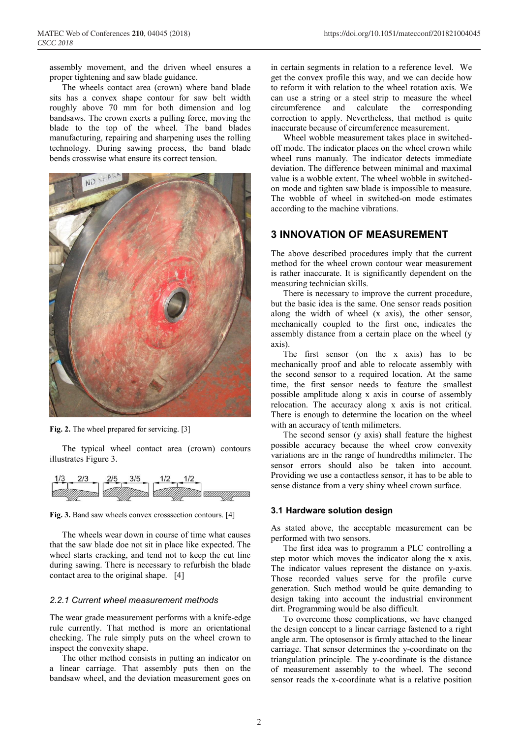assembly movement, and the driven wheel ensures a proper tightening and saw blade guidance.

The wheels contact area (crown) where band blade sits has a convex shape contour for saw belt width roughly above 70 mm for both dimension and log bandsaws. The crown exerts a pulling force, moving the blade to the top of the wheel. The band blades manufacturing, repairing and sharpening uses the rolling technology. During sawing process, the band blade bends crosswise what ensure its correct tension.

**Fig. 2.** The wheel prepared for servicing. [3]

The typical wheel contact area (crown) contours illustrates Figure 3.

**Fig. 3.** Band saw wheels convex crosssection contours. [4]

The wheels wear down in course of time what causes that the saw blade doe not sit in place like expected. The wheel starts cracking, and tend not to keep the cut line during sawing. There is necessary to refurbish the blade contact area to the original shape. [4]

### *2.2.1 Current wheel measurement methods*

The wear grade measurement performs with a knife-edge rule currently. That method is more an orientational checking. The rule simply puts on the wheel crown to inspect the convexity shape.

The other method consists in putting an indicator on a linear carriage. That assembly puts then on the bandsaw wheel, and the deviation measurement goes on in certain segments in relation to a reference level. We get the convex profile this way, and we can decide how to reform it with relation to the wheel rotation axis. We can use a string or a steel strip to measure the wheel circumference and calculate the corresponding correction to apply. Nevertheless, that method is quite inaccurate because of circumference measurement.

Wheel wobble measurement takes place in switched-off mode. The indicator places on the wheel crown while wheel runs manualy. The indicator detects immediate deviation. The difference between minimal and maximal value is a wobble extent. The wheel wobble in switched-on mode and tighten saw blade is impossible to measure. The wobble of wheel in switched-on mode estimates according to the machine vibrations.

## 3 INNOVATION OF MEASUREMENT

The above described procedures imply that the current method for the wheel crown contour wear measurement is rather inaccurate. It is significantly dependent on the measuring technician skills.

There is necessary to improve the current procedure, but the basic idea is the same. One sensor reads position along the width of wheel (x axis), the other sensor, mechanically coupled to the first one, indicates the assembly distance from a certain place on the wheel (y axis).

The first sensor (on the x axis) has to be mechanically proof and able to relocate assembly with the second sensor to a required location. At the same time, the first sensor needs to feature the smallest possible amplitude along x axis in course of assembly relocation. The accuracy along x axis is not critical. There is enough to determine the location on the wheel with an accuracy of tenth milimeters.

The second sensor (y axis) shall feature the highest possible accuracy because the wheel crow convexity variations are in the range of hundredths milimeter. The sensor errors should also be taken into account. Providing we use a contactless sensor, it has to be able to sense distance from a very shiny wheel crown surface.

### 3.1 Hardware solution design

As stated above, the acceptable measurement can be performed with two sensors.

The first idea was to programm a PLC controlling a step motor which moves the indicator along the x axis. The indicator values represent the distance on y-axis. Those recorded values serve for the profile curve generation. Such method would be quite demanding to design taking into account the industrial environment dirt. Programming would be also difficult.

To overcome those complications, we have changed the design concept to a linear carriage fastened to a right angle arm. The optosensor is firmly attached to the linear carriage. That sensor determines the y-coordinate on the triangulation principle. The y-coordinate is the distance of measurement assembly to the wheel. The second sensor reads the x-coordinate what is a relative position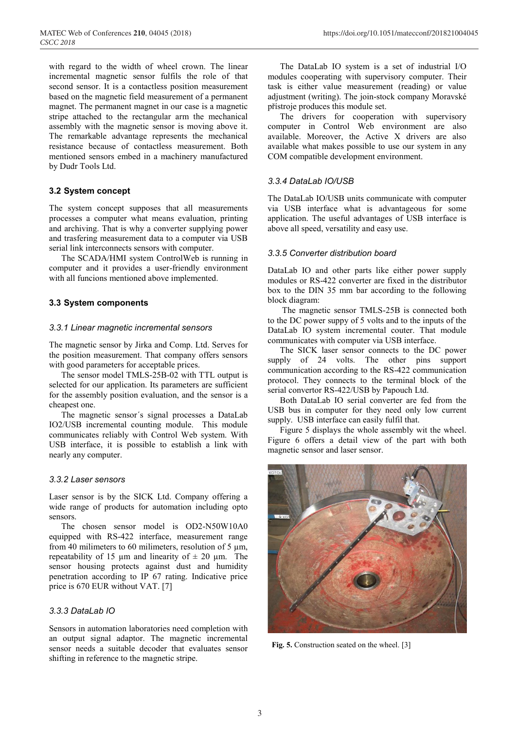with regard to the width of wheel crown. The linear incremental magnetic sensor fulfils the role of that second sensor. It is a contactless position measurement based on the magnetic field measurement of a permanent magnet. The permanent magnet in our case is a magnetic stripe attached to the rectangular arm the mechanical assembly with the magnetic sensor is moving above it. The remarkable advantage represents the mechanical resistance because of contactless measurement. Both mentioned sensors embed in a machinery manufactured by Dudr Tools Ltd.

### 3.2 System concept

The system concept supposes that all measurements processes a computer what means evaluation, printing and archiving. That is why a converter supplying power and trasfering measurement data to a computer via USB serial link interconnects sensors with computer.

The SCADA/HMI system ControlWeb is running in computer and it provides a user-friendly environment with all funcions mentioned above implemented.

### 3.3 System components

#### *3.3.1 Linear magnetic incremental sensors*

The magnetic sensor by Jirka and Comp. Ltd. Serves for the position measurement. That company offers sensors with good parameters for acceptable prices.

The sensor model TMLS-25B-02 with TTL output is selected for our application. Its parameters are sufficient for the assembly position evaluation, and the sensor is a cheapest one.

The magnetic sensor´s signal processes a DataLab IO2/USB incremental counting module. This module communicates reliably with Control Web system. With USB interface, it is possible to establish a link with nearly any computer.

#### *3.3.2 Laser sensors*

Laser sensor is by the SICK Ltd. Company offering a wide range of products for automation including opto sensors.

The chosen sensor model is OD2-N50W10A0 equipped with RS-422 interface, measurement range from 40 milimeters to 60 milimeters, resolution of 5 µm, repeatability of 15 µm and linearity of ± 20 µm. The sensor housing protects against dust and humidity penetration according to IP 67 rating. Indicative price price is 670 EUR without VAT. [7]

#### *3.3.3 DataLab IO*

Sensors in automation laboratories need completion with an output signal adaptor. The magnetic incremental sensor needs a suitable decoder that evaluates sensor shifting in reference to the magnetic stripe.

The DataLab IO system is a set of industrial I/O modules cooperating with supervisory computer. Their task is either value measurement (reading) or value adjustment (writing). The join-stock company Moravské přístroje produces this module set.

The drivers for cooperation with supervisory computer in Control Web environment are also available. Moreover, the Active X drivers are also available what makes possible to use our system in any COM compatible development environment.

#### *3.3.4 DataLab IO/USB*

The DataLab IO/USB units communicate with computer via USB interface what is advantageous for some application. The useful advantages of USB interface is above all speed, versatility and easy use.

#### *3.3.5 Converter distribution board*

DataLab IO and other parts like either power supply modules or RS-422 converter are fixed in the distributor box to the DIN 35 mm bar according to the following block diagram:

The magnetic sensor TMLS-25B is connected both to the DC power suppy of 5 volts and to the inputs of the DataLab IO system incremental couter. That module communicates with computer via USB interface.

The SICK laser sensor connects to the DC power supply of 24 volts. The other pins support communication according to the RS-422 communication protocol. They connects to the terminal block of the serial convertor RS-422/USB by Papouch Ltd.

Both DataLab IO serial converter are fed from the USB bus in computer for they need only low current supply. USB interface can easily fulfil that.

Figure 5 displays the whole assembly wit the wheel. Figure 6 offers a detail view of the part with both magnetic sensor and laser sensor.

**Fig. 5.** Construction seated on the wheel. [3]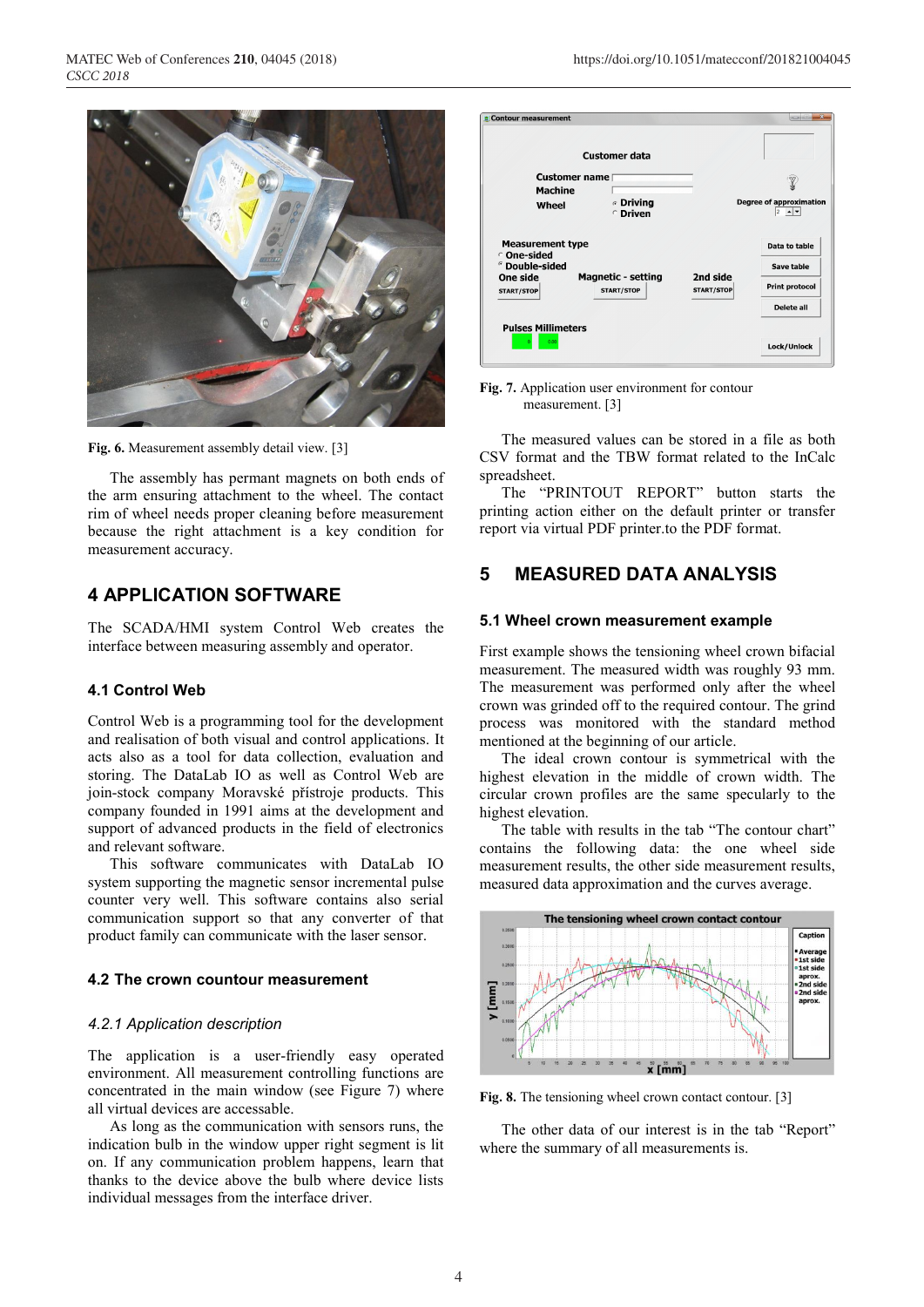Fig. 6. Measurement assembly detail view. [3]

The assembly has permant magnets on both ends of the arm ensuring attachment to the wheel. The contact rim of wheel needs proper cleaning before measurement because the right attachment is a key condition for measurement accuracy.

## 4 APPLICATION SOFTWARE

The SCADA/HMI system Control Web creates the interface between measuring assembly and operator.

### 4.1 Control Web

Control Web is a programming tool for the development and realisation of both visual and control applications. It acts also as a tool for data collection, evaluation and storing. The DataLab IO as well as Control Web are join-stock company Moravské přístroje products. This company founded in 1991 aims at the development and support of advanced products in the field of electronics and relevant software.

This software communicates with DataLab IO system supporting the magnetic sensor incremental pulse counter very well. This software contains also serial communication support so that any converter of that product family can communicate with the laser sensor.

### 4.2 The crown countour measurement

#### *4.2.1 Application description*

The application is a user-friendly easy operated environment. All measurement controlling functions are concentrated in the main window (see Figure 7) where all virtual devices are accessable.

As long as the communication with sensors runs, the indication bulb in the window upper right segment is lit on. If any communication problem happens, learn that thanks to the device above the bulb where device lists individual messages from the interface driver.

Fig. 7. Application user environment for contour measurement. [3]

The measured values can be stored in a file as both CSV format and the TBW format related to the InCalc spreadsheet.

The "PRINTOUT REPORT" button starts the printing action either on the default printer or transfer report via virtual PDF printer.to the PDF format.

## 5 MEASURED DATA ANALYSIS

### 5.1 Wheel crown measurement example

First example shows the tensioning wheel crown bifacial measurement. The measured width was roughly 93 mm. The measurement was performed only after the wheel crown was grinded off to the required contour. The grind process was monitored with the standard method mentioned at the beginning of our article.

The ideal crown contour is symmetrical with the highest elevation in the middle of crown width. The circular crown profiles are the same specularly to the highest elevation.

The table with results in the tab "The contour chart" contains the following data: the one wheel side measurement results, the other side measurement results, measured data approximation and the curves average.

Fig. 8. The tensioning wheel crown contact contour. [3]

The other data of our interest is in the tab "Report" where the summary of all measurements is.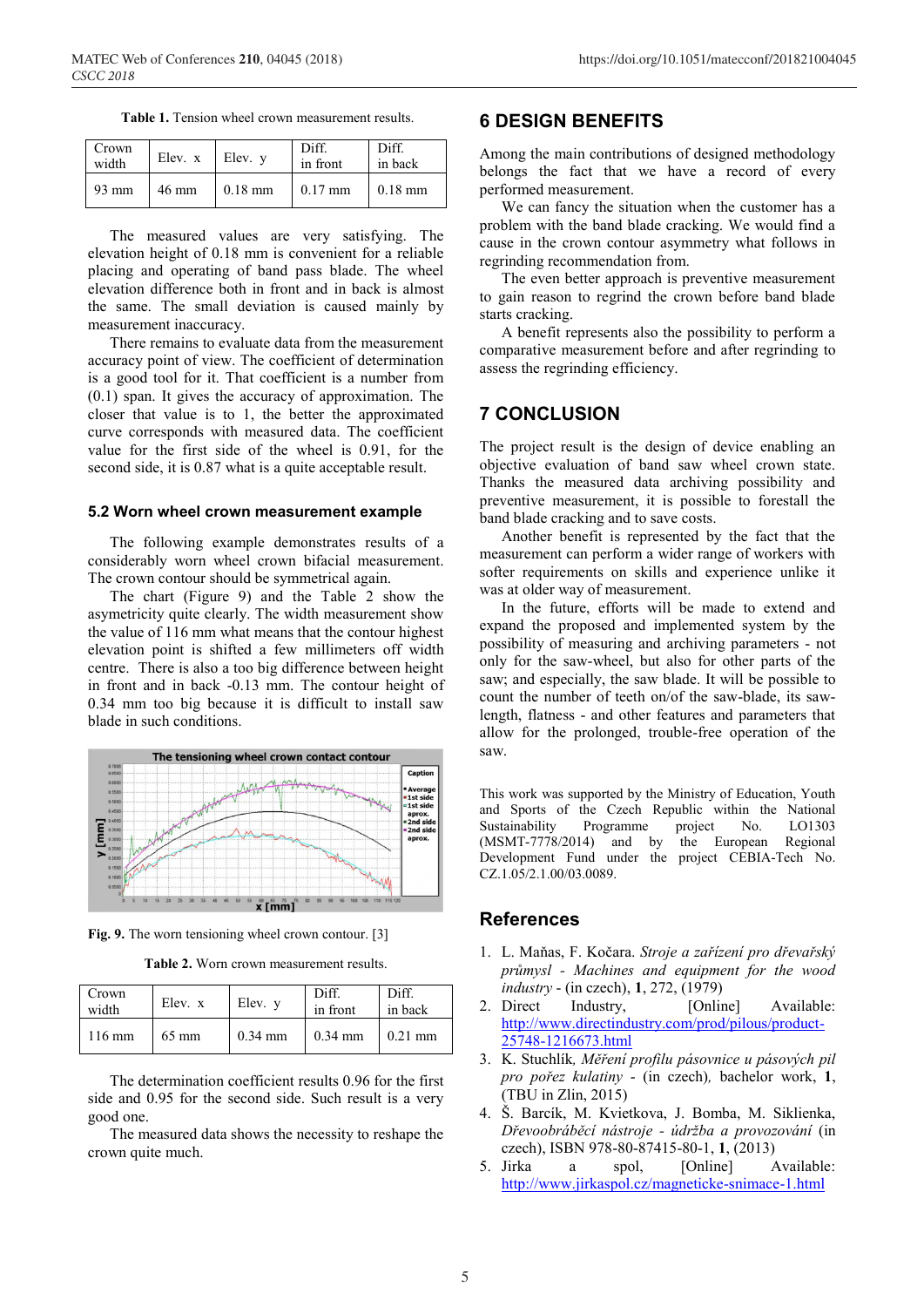**Table 1.** Tension wheel crown measurement results.

| Crown width | Elev. x | Elev. y | Diff. in front | Diff. in back |
|---|---|---|---|---|
| 93 mm | 46 mm | 0.18 mm | 0.17 mm | 0.18 mm |

The measured values are very satisfying. The elevation height of 0.18 mm is convenient for a reliable placing and operating of band pass blade. The wheel elevation difference both in front and in back is almost the same. The small deviation is caused mainly by measurement inaccuracy.

There remains to evaluate data from the measurement accuracy point of view. The coefficient of determination is a good tool for it. That coefficient is a number from (0.1) span. It gives the accuracy of approximation. The closer that value is to 1, the better the approximated curve corresponds with measured data. The coefficient value for the first side of the wheel is 0.91, for the second side, it is 0.87 what is a quite acceptable result.

### 5.2 Worn wheel crown measurement example

The following example demonstrates results of a considerably worn wheel crown bifacial measurement. The crown contour should be symmetrical again.

The chart (Figure 9) and the Table 2 show the asymetricity quite clearly. The width measurement show the value of 116 mm what means that the contour highest elevation point is shifted a few millimeters off width centre. There is also a too big difference between height in front and in back -0.13 mm. The contour height of 0.34 mm too big because it is difficult to install saw blade in such conditions.

**Fig. 9.** The worn tensioning wheel crown contour. [3]

**Table 2.** Worn crown measurement results.

| Crown width | Elev. x | Elev. y | Diff. in front | Diff. in back |
|---|---|---|---|---|
| 116 mm | 65 mm | 0.34 mm | 0.34 mm | 0.21 mm |

The determination coefficient results 0.96 for the first side and 0.95 for the second side. Such result is a very good one.

The measured data shows the necessity to reshape the crown quite much.

## 6 DESIGN BENEFITS

Among the main contributions of designed methodology belongs the fact that we have a record of every performed measurement.

We can fancy the situation when the customer has a problem with the band blade cracking. We would find a cause in the crown contour asymmetry what follows in regrinding recommendation from.

The even better approach is preventive measurement to gain reason to regrind the crown before band blade starts cracking.

A benefit represents also the possibility to perform a comparative measurement before and after regrinding to assess the regrinding efficiency.

## 7 CONCLUSION

The project result is the design of device enabling an objective evaluation of band saw wheel crown state. Thanks the measured data archiving possibility and preventive measurement, it is possible to forestall the band blade cracking and to save costs.

Another benefit is represented by the fact that the measurement can perform a wider range of workers with softer requirements on skills and experience unlike it was at older way of measurement.

In the future, efforts will be made to extend and expand the proposed and implemented system by the possibility of measuring and archiving parameters - not only for the saw-wheel, but also for other parts of the saw; and especially, the saw blade. It will be possible to count the number of teeth on/of the saw-blade, its saw-length, flatness - and other features and parameters that allow for the prolonged, trouble-free operation of the saw.

This work was supported by the Ministry of Education, Youth and Sports of the Czech Republic within the National Sustainability Programme project No. LO1303 (MSMT-7778/2014) and by the European Regional Development Fund under the project CEBIA-Tech No. CZ.1.05/2.1.00/03.0089.

## References

1. L. Maňas, F. Kočara. *Stroje a zařízení pro dřevařský průmysl - Machines and equipment for the wood industry* - (in czech), **1**, 272, (1979)
2. Direct Industry, [Online] Available: http://www.directindustry.com/prod/pilous/product-25748-1216673.html
3. K. Stuchlík, *Měření profilu pásovnice u pásových pil pro pořez kulatiny* - (in czech), bachelor work, **1**, (TBU in Zlin, 2015)
4. Š. Barcík, M. Kvietkova, J. Bomba, M. Siklienka, *Dřevoobráběcí nástroje - údržba a provozování* (in czech), ISBN 978-80-87415-80-1, **1**, (2013)
5. Jirka a spol, [Online] Available: http://www.jirkaspol.cz/magneticke-snimace-1.html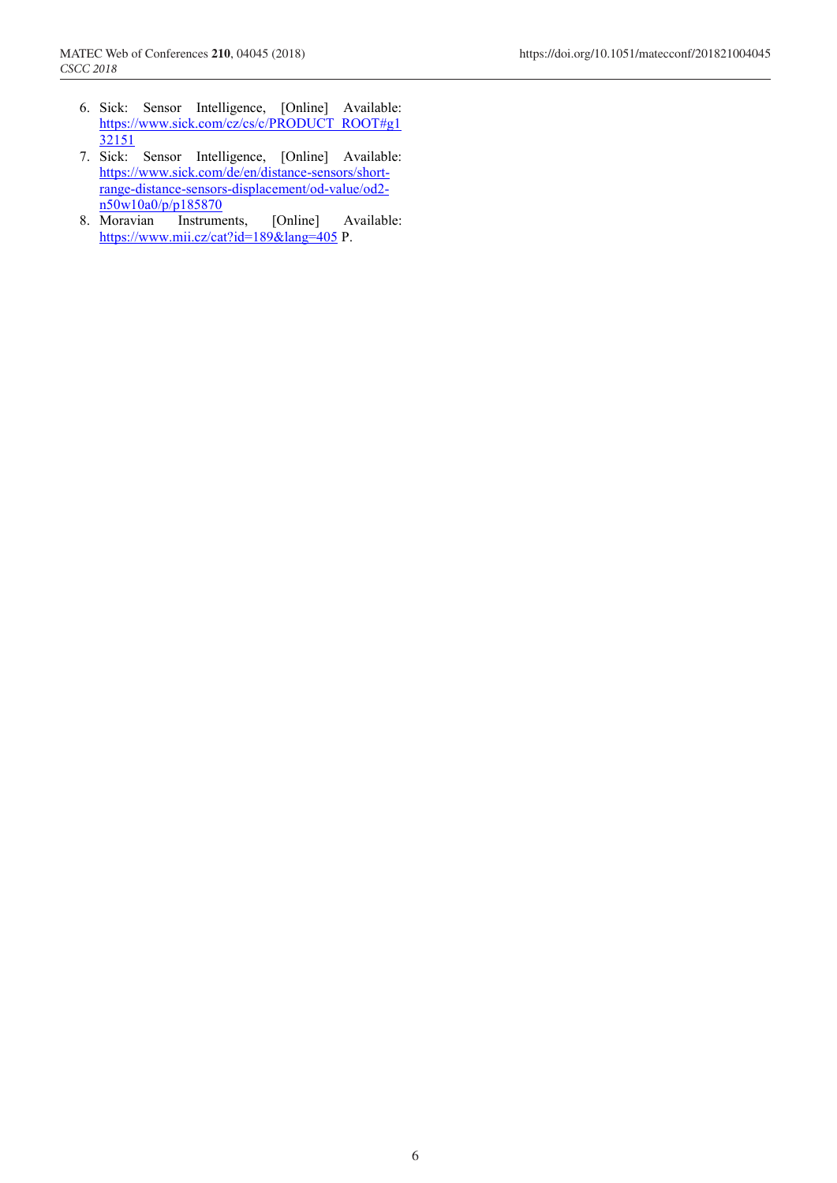6. Sick: Sensor Intelligence, [Online] Available: https://www.sick.com/cz/cs/c/PRODUCT_ROOT#g132151
7. Sick: Sensor Intelligence, [Online] Available: https://www.sick.com/de/en/distance-sensors/short-range-distance-sensors-displacement/od-value/od2-n50w10a0/p/p185870
8. Moravian Instruments, [Online] Available: https://www.mii.cz/cat?id=189&lang=405 P.